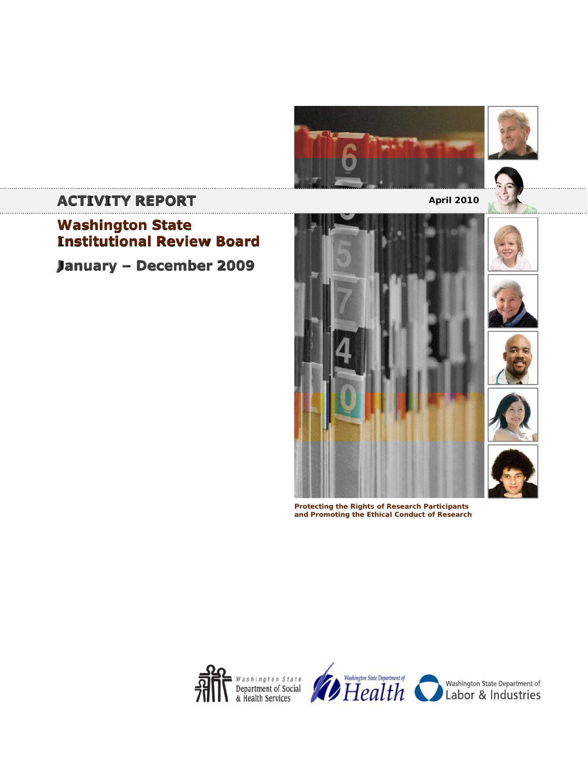# ACTIVITY REPORT

April 2010

## Washington State Institutional Review Board

## January – December 2009

**Protecting the Rights of Research Participants and Promoting the Ethical Conduct of Research**

Washington State Department of Social & Health Services

Washington State Department of Health

Washington State Department of Labor & Industries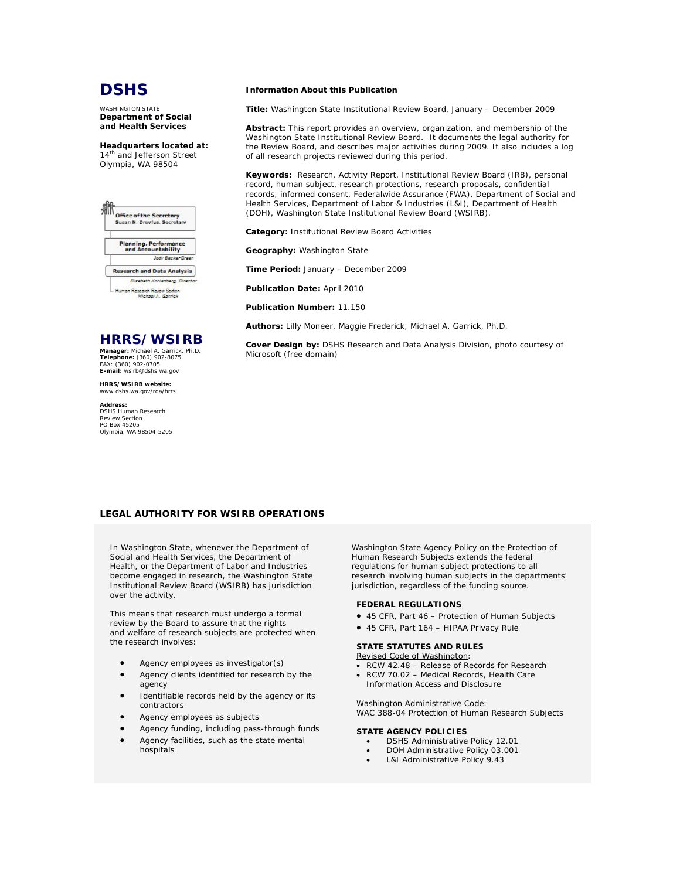# DSHS

WASHINGTON STATE
**Department of Social and Health Services**

**Headquarters located at:**
14th and Jefferson Street
Olympia, WA 98504

Office of the Secretary
Susan N. Dreyfus, Secretary

Planning, Performance and Accountability
Jody Becker-Green

Research and Data Analysis
Elizabeth Kohlenberg, Director

Human Research Review Section
Michael A. Garrick

## HRRS/WSIRB

**Manager:** Michael A. Garrick, Ph.D.
**Telephone:** (360) 902-8075
FAX: (360) 902-0705
**E-mail:** wsirb@dshs.wa.gov

**HRRS/WSIRB website:**
www.dshs.wa.gov/rda/hrrs

**Address:**
DSHS Human Research Review Section
PO Box 45205
Olympia, WA 98504-5205

**Information About this Publication**

**Title:** Washington State Institutional Review Board, January – December 2009

**Abstract:** This report provides an overview, organization, and membership of the Washington State Institutional Review Board. It documents the legal authority for the Review Board, and describes major activities during 2009. It also includes a log of all research projects reviewed during this period.

**Keywords:** Research, Activity Report, Institutional Review Board (IRB), personal record, human subject, research protections, research proposals, confidential records, informed consent, Federalwide Assurance (FWA), Department of Social and Health Services, Department of Labor & Industries (L&I), Department of Health (DOH), Washington State Institutional Review Board (WSIRB).

**Category:** Institutional Review Board Activities

**Geography:** Washington State

**Time Period:** January – December 2009

**Publication Date:** April 2010

**Publication Number:** 11.150

**Authors:** Lilly Moneer, Maggie Frederick, Michael A. Garrick, Ph.D.

**Cover Design by:** DSHS Research and Data Analysis Division, photo courtesy of Microsoft (free domain)

## LEGAL AUTHORITY FOR WSIRB OPERATIONS

In Washington State, whenever the Department of Social and Health Services, the Department of Health, or the Department of Labor and Industries become engaged in research, the Washington State Institutional Review Board (WSIRB) has jurisdiction over the activity.

This means that research must undergo a formal review by the Board to assure that the rights and welfare of research subjects are protected when the research involves:

- Agency employees as investigator(s)
- Agency clients identified for research by the agency
- Identifiable records held by the agency or its contractors
- Agency employees as subjects
- Agency funding, including pass-through funds
- Agency facilities, such as the state mental hospitals

Washington State Agency Policy on the Protection of Human Research Subjects extends the federal regulations for human subject protections to all research involving human subjects in the departments' jurisdiction, regardless of the funding source.

### FEDERAL REGULATIONS

- 45 CFR, Part 46 – Protection of Human Subjects
- 45 CFR, Part 164 – HIPAA Privacy Rule

### STATE STATUTES AND RULES

Revised Code of Washington:

- RCW 42.48 – Release of Records for Research
- RCW 70.02 – Medical Records, Health Care Information Access and Disclosure

Washington Administrative Code:
WAC 388-04 Protection of Human Research Subjects

### STATE AGENCY POLICIES

- DSHS Administrative Policy 12.01
- DOH Administrative Policy 03.001
- L&I Administrative Policy 9.43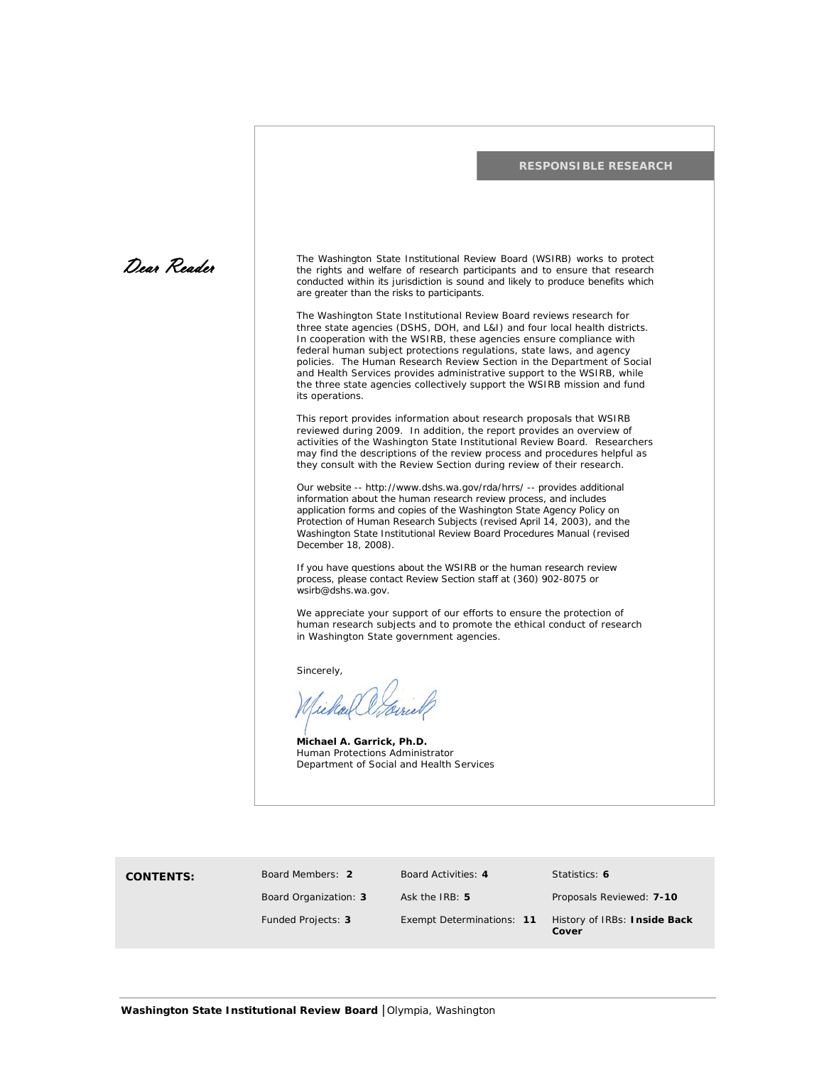## RESPONSIBLE RESEARCH

*Dear Reader*

The Washington State Institutional Review Board (WSIRB) works to protect the rights and welfare of research participants and to ensure that research conducted within its jurisdiction is sound and likely to produce benefits which are greater than the risks to participants.

The Washington State Institutional Review Board reviews research for three state agencies (DSHS, DOH, and L&I) and four local health districts. In cooperation with the WSIRB, these agencies ensure compliance with federal human subject protections regulations, state laws, and agency policies. The Human Research Review Section in the Department of Social and Health Services provides administrative support to the WSIRB, while the three state agencies collectively support the WSIRB mission and fund its operations.

This report provides information about research proposals that WSIRB reviewed during 2009. In addition, the report provides an overview of activities of the Washington State Institutional Review Board. Researchers may find the descriptions of the review process and procedures helpful as they consult with the Review Section during review of their research.

Our website -- http://www.dshs.wa.gov/rda/hrrs/ -- provides additional information about the human research review process, and includes application forms and copies of the Washington State Agency Policy on Protection of Human Research Subjects (revised April 14, 2003), and the Washington State Institutional Review Board Procedures Manual (revised December 18, 2008).

If you have questions about the WSIRB or the human research review process, please contact Review Section staff at (360) 902-8075 or wsirb@dshs.wa.gov.

We appreciate your support of our efforts to ensure the protection of human research subjects and to promote the ethical conduct of research in Washington State government agencies.

Sincerely,

**Michael A. Garrick, Ph.D.**
Human Protections Administrator
Department of Social and Health Services

**CONTENTS:**

| | | |
|---|---|---|
| Board Members: **2** | Board Activities: **4** | Statistics: **6** |
| Board Organization: **3** | Ask the IRB: **5** | Proposals Reviewed: **7-10** |
| Funded Projects: **3** | Exempt Determinations: **11** | History of IRBs: **Inside Back Cover** |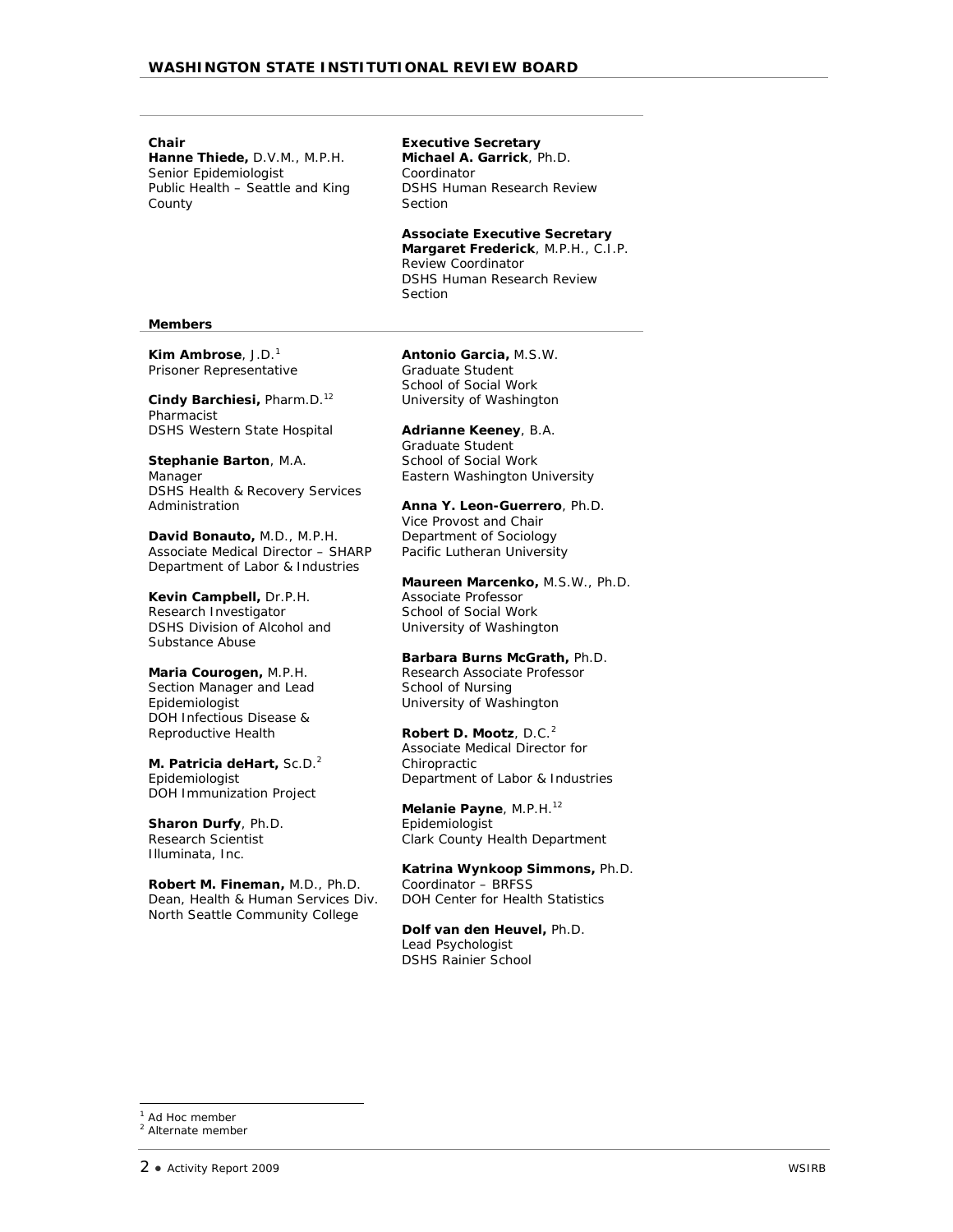**Chair**
**Hanne Thiede,** D.V.M., M.P.H.
Senior Epidemiologist
Public Health – Seattle and King County

**Executive Secretary**
**Michael A. Garrick**, Ph.D.
Coordinator
DSHS Human Research Review Section

**Associate Executive Secretary**
**Margaret Frederick**, M.P.H., C.I.P.
Review Coordinator
DSHS Human Research Review Section

**Members**

**Kim Ambrose**, J.D.[1]
Prisoner Representative

**Cindy Barchiesi,** Pharm.D.[1,2]
Pharmacist
DSHS Western State Hospital

**Stephanie Barton**, M.A.
Manager
DSHS Health & Recovery Services Administration

**David Bonauto,** M.D., M.P.H.
Associate Medical Director – SHARP
Department of Labor & Industries

**Kevin Campbell,** Dr.P.H.
Research Investigator
DSHS Division of Alcohol and Substance Abuse

**Maria Courogen,** M.P.H.
Section Manager and Lead Epidemiologist
DOH Infectious Disease & Reproductive Health

**M. Patricia deHart,** Sc.D.[2]
Epidemiologist
DOH Immunization Project

**Sharon Durfy**, Ph.D.
Research Scientist
Illuminata, Inc.

**Robert M. Fineman,** M.D., Ph.D.
Dean, Health & Human Services Div.
North Seattle Community College

**Antonio Garcia,** M.S.W.
Graduate Student
School of Social Work
University of Washington

**Adrianne Keeney**, B.A.
Graduate Student
School of Social Work
Eastern Washington University

**Anna Y. Leon-Guerrero**, Ph.D.
Vice Provost and Chair
Department of Sociology
Pacific Lutheran University

**Maureen Marcenko,** M.S.W., Ph.D.
Associate Professor
School of Social Work
University of Washington

**Barbara Burns McGrath,** Ph.D.
Research Associate Professor
School of Nursing
University of Washington

**Robert D. Mootz**, D.C.[2]
Associate Medical Director for Chiropractic
Department of Labor & Industries

**Melanie Payne**, M.P.H.[1,2]
Epidemiologist
Clark County Health Department

**Katrina Wynkoop Simmons,** Ph.D.
Coordinator – BRFSS
DOH Center for Health Statistics

**Dolf van den Heuvel,** Ph.D.
Lead Psychologist
DSHS Rainier School

[1] Ad Hoc member
[2] Alternate member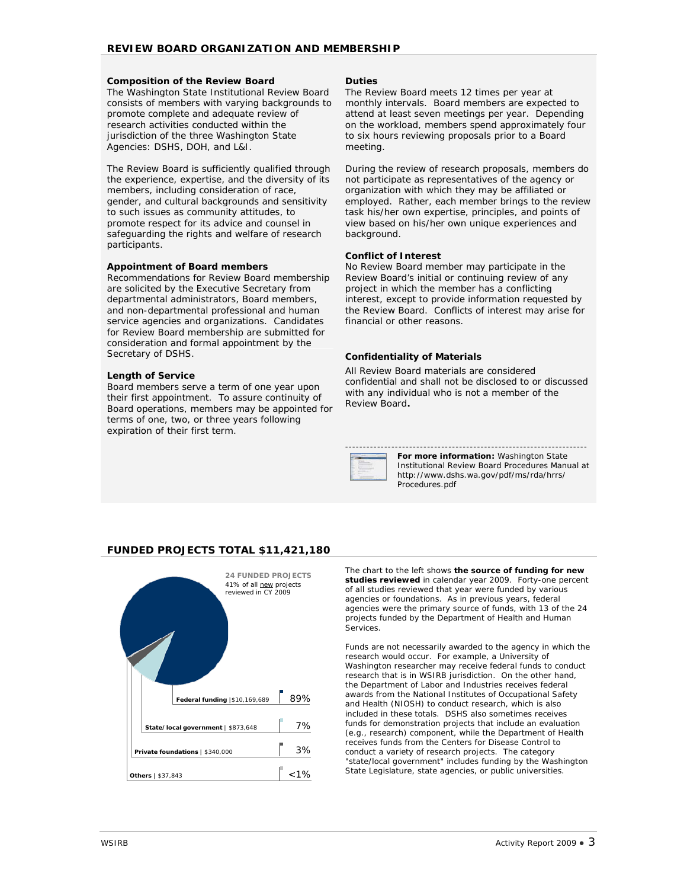## REVIEW BOARD ORGANIZATION AND MEMBERSHIP

### Composition of the Review Board

The Washington State Institutional Review Board consists of members with varying backgrounds to promote complete and adequate review of research activities conducted within the jurisdiction of the three Washington State Agencies: DSHS, DOH, and L&I.

The Review Board is sufficiently qualified through the experience, expertise, and the diversity of its members, including consideration of race, gender, and cultural backgrounds and sensitivity to such issues as community attitudes, to promote respect for its advice and counsel in safeguarding the rights and welfare of research participants.

### Appointment of Board members

Recommendations for Review Board membership are solicited by the Executive Secretary from departmental administrators, Board members, and non-departmental professional and human service agencies and organizations. Candidates for Review Board membership are submitted for consideration and formal appointment by the Secretary of DSHS.

### Length of Service

Board members serve a term of one year upon their first appointment. To assure continuity of Board operations, members may be appointed for terms of one, two, or three years following expiration of their first term.

### Duties

The Review Board meets 12 times per year at monthly intervals. Board members are expected to attend at least seven meetings per year. Depending on the workload, members spend approximately four to six hours reviewing proposals prior to a Board meeting.

During the review of research proposals, members do not participate as representatives of the agency or organization with which they may be affiliated or employed. Rather, each member brings to the review task his/her own expertise, principles, and points of view based on his/her own unique experiences and background.

### Conflict of Interest

No Review Board member may participate in the Review Board's initial or continuing review of any project in which the member has a conflicting interest, except to provide information requested by the Review Board. Conflicts of interest may arise for financial or other reasons.

### Confidentiality of Materials

All Review Board materials are considered confidential and shall not be disclosed to or discussed with any individual who is not a member of the Review Board**.**

**For more information:** Washington State Institutional Review Board Procedures Manual at http://www.dshs.wa.gov/pdf/ms/rda/hrrs/Procedures.pdf

## FUNDED PROJECTS TOTAL $11,421,180

**24 FUNDED PROJECTS**
41% of all new projects reviewed in CY 2009

| Source | Amount | Percent |
|---|---|---|
| Federal funding | $10,169,689 | 89% |
| State/local government | $873,648 | 7% |
| Private foundations | $340,000 | 3% |
| Others | $37,843 | <1% |

The chart to the left shows **the source of funding for new studies reviewed** in calendar year 2009. Forty-one percent of all studies reviewed that year were funded by various agencies or foundations. As in previous years, federal agencies were the primary source of funds, with 13 of the 24 projects funded by the Department of Health and Human Services.

Funds are not necessarily awarded to the agency in which the research would occur. For example, a University of Washington researcher may receive federal funds to conduct research that is in WSIRB jurisdiction. On the other hand, the Department of Labor and Industries receives federal awards from the National Institutes of Occupational Safety and Health (NIOSH) to conduct research, which is also included in these totals. DSHS also sometimes receives funds for demonstration projects that include an evaluation (e.g., research) component, while the Department of Health receives funds from the Centers for Disease Control to conduct a variety of research projects. The category "state/local government" includes funding by the Washington State Legislature, state agencies, or public universities.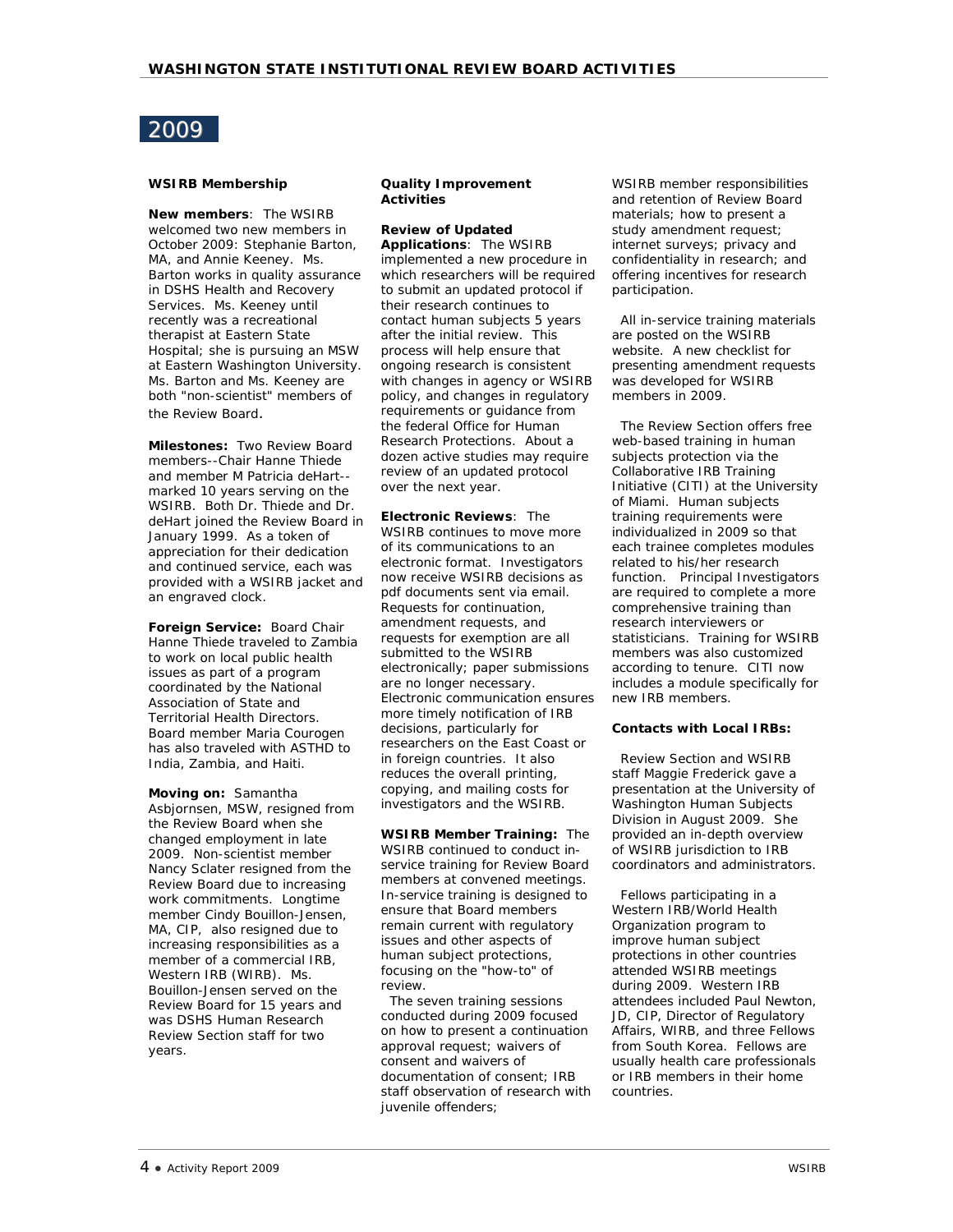# 2009

## WSIRB Membership

**New members**: The WSIRB welcomed two new members in October 2009: Stephanie Barton, MA, and Annie Keeney. Ms. Barton works in quality assurance in DSHS Health and Recovery Services. Ms. Keeney until recently was a recreational therapist at Eastern State Hospital; she is pursuing an MSW at Eastern Washington University. Ms. Barton and Ms. Keeney are both "non-scientist" members of the Review Board.

**Milestones:** Two Review Board members--Chair Hanne Thiede and member M Patricia deHart--marked 10 years serving on the WSIRB. Both Dr. Thiede and Dr. deHart joined the Review Board in January 1999. As a token of appreciation for their dedication and continued service, each was provided with a WSIRB jacket and an engraved clock.

**Foreign Service:** Board Chair Hanne Thiede traveled to Zambia to work on local public health issues as part of a program coordinated by the National Association of State and Territorial Health Directors. Board member Maria Courogen has also traveled with ASTHD to India, Zambia, and Haiti.

**Moving on:** Samantha Asbjornsen, MSW, resigned from the Review Board when she changed employment in late 2009. Non-scientist member Nancy Sclater resigned from the Review Board due to increasing work commitments. Longtime member Cindy Bouillon-Jensen, MA, CIP, also resigned due to increasing responsibilities as a member of a commercial IRB, Western IRB (WIRB). Ms. Bouillon-Jensen served on the Review Board for 15 years and was DSHS Human Research Review Section staff for two years.

## Quality Improvement Activities

**Review of Updated Applications**: The WSIRB implemented a new procedure in which researchers will be required to submit an updated protocol if their research continues to contact human subjects 5 years after the initial review. This process will help ensure that ongoing research is consistent with changes in agency or WSIRB policy, and changes in regulatory requirements or guidance from the federal Office for Human Research Protections. About a dozen active studies may require review of an updated protocol over the next year.

**Electronic Reviews**: The WSIRB continues to move more of its communications to an electronic format. Investigators now receive WSIRB decisions as pdf documents sent via email. Requests for continuation, amendment requests, and requests for exemption are all submitted to the WSIRB electronically; paper submissions are no longer necessary. Electronic communication ensures more timely notification of IRB decisions, particularly for researchers on the East Coast or in foreign countries. It also reduces the overall printing, copying, and mailing costs for investigators and the WSIRB.

**WSIRB Member Training:** The WSIRB continued to conduct in-service training for Review Board members at convened meetings. In-service training is designed to ensure that Board members remain current with regulatory issues and other aspects of human subject protections, focusing on the "how-to" of review.

The seven training sessions conducted during 2009 focused on how to present a continuation approval request; waivers of consent and waivers of documentation of consent; IRB staff observation of research with juvenile offenders; WSIRB member responsibilities and retention of Review Board materials; how to present a study amendment request; internet surveys; privacy and confidentiality in research; and offering incentives for research participation.

All in-service training materials are posted on the WSIRB website. A new checklist for presenting amendment requests was developed for WSIRB members in 2009.

The Review Section offers free web-based training in human subjects protection via the Collaborative IRB Training Initiative (CITI) at the University of Miami. Human subjects training requirements were individualized in 2009 so that each trainee completes modules related to his/her research function. Principal Investigators are required to complete a more comprehensive training than research interviewers or statisticians. Training for WSIRB members was also customized according to tenure. CITI now includes a module specifically for new IRB members.

**Contacts with Local IRBs:**

Review Section and WSIRB staff Maggie Frederick gave a presentation at the University of Washington Human Subjects Division in August 2009. She provided an in-depth overview of WSIRB jurisdiction to IRB coordinators and administrators.

Fellows participating in a Western IRB/World Health Organization program to improve human subject protections in other countries attended WSIRB meetings during 2009. Western IRB attendees included Paul Newton, JD, CIP, Director of Regulatory Affairs, WIRB, and three Fellows from South Korea. Fellows are usually health care professionals or IRB members in their home countries.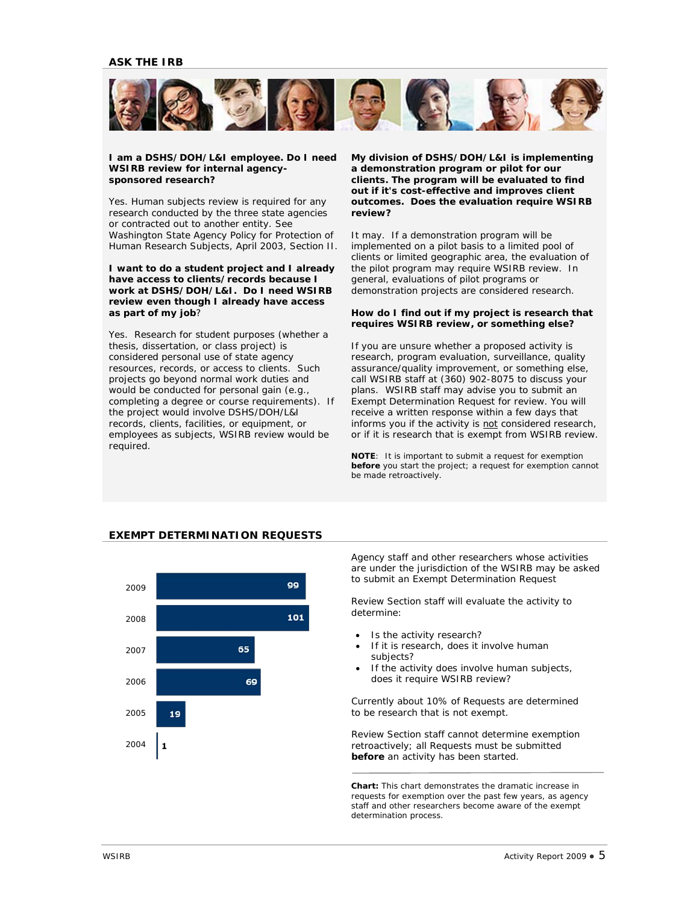## ASK THE IRB

**I am a DSHS/DOH/L&I employee. Do I need WSIRB review for internal agency-sponsored research?**

Yes. Human subjects review is required for any research conducted by the three state agencies or contracted out to another entity. See Washington State Agency Policy for Protection of Human Research Subjects, April 2003, Section II.

**I want to do a student project and I already have access to clients/records because I work at DSHS/DOH/L&I. Do I need WSIRB review even though I already have access as part of my job?**

Yes. Research for student purposes (whether a thesis, dissertation, or class project) is considered personal use of state agency resources, records, or access to clients. Such projects go beyond normal work duties and would be conducted for personal gain (e.g., completing a degree or course requirements). If the project would involve DSHS/DOH/L&I records, clients, facilities, or equipment, or employees as subjects, WSIRB review would be required.

**My division of DSHS/DOH/L&I is implementing a demonstration program or pilot for our clients. The program will be evaluated to find out if it's cost-effective and improves client outcomes. Does the evaluation require WSIRB review?**

It may. If a demonstration program will be implemented on a pilot basis to a limited pool of clients or limited geographic area, the evaluation of the pilot program may require WSIRB review. In general, evaluations of pilot programs or demonstration projects are considered research.

**How do I find out if my project is research that requires WSIRB review, or something else?**

If you are unsure whether a proposed activity is research, program evaluation, surveillance, quality assurance/quality improvement, or something else, call WSIRB staff at (360) 902-8075 to discuss your plans. WSIRB staff may advise you to submit an Exempt Determination Request for review. You will receive a written response within a few days that informs you if the activity is not considered research, or if it is research that is exempt from WSIRB review.

**NOTE**: It is important to submit a request for exemption **before** you start the project; a request for exemption cannot be made retroactively.

## EXEMPT DETERMINATION REQUESTS

| Year | Requests |
|---|---|
| 2009 | 99 |
| 2008 | 101 |
| 2007 | 65 |
| 2006 | 69 |
| 2005 | 19 |
| 2004 | 1 |

Agency staff and other researchers whose activities are under the jurisdiction of the WSIRB may be asked to submit an Exempt Determination Request

Review Section staff will evaluate the activity to determine:

- Is the activity research?
- If it is research, does it involve human subjects?
- If the activity does involve human subjects, does it require WSIRB review?

Currently about 10% of Requests are determined to be research that is not exempt.

Review Section staff cannot determine exemption retroactively; all Requests must be submitted **before** an activity has been started.

**Chart:** This chart demonstrates the dramatic increase in requests for exemption over the past few years, as agency staff and other researchers become aware of the exempt determination process.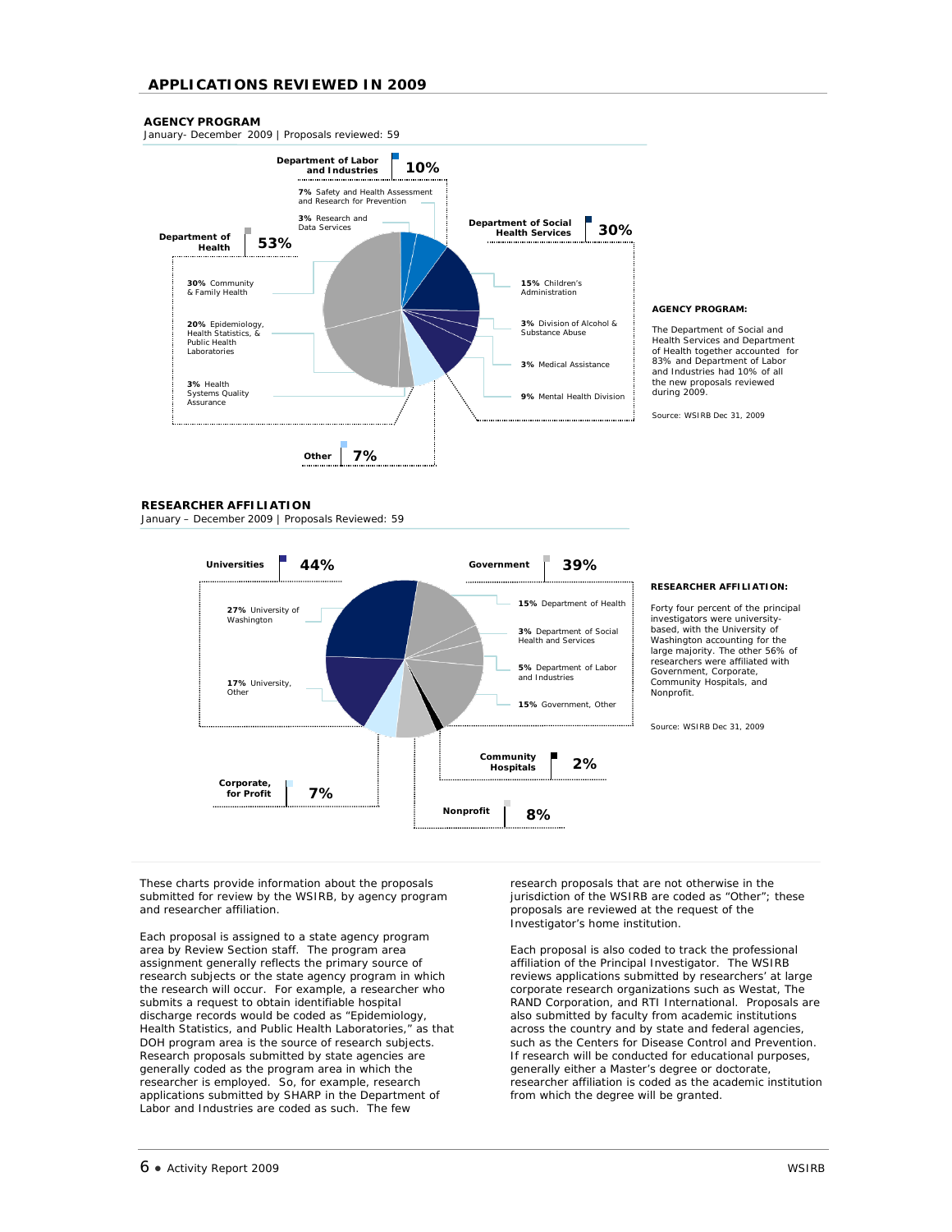## APPLICATIONS REVIEWED IN 2009

### AGENCY PROGRAM

January- December 2009 | Proposals reviewed: 59

**Department of Labor and Industries** **10%**

- **7%** Safety and Health Assessment and Research for Prevention
- **3%** Research and Data Services

**Department of Social Health Services** **30%**

- **15%** Children's Administration
- **3%** Division of Alcohol & Substance Abuse
- **3%** Medical Assistance
- **9%** Mental Health Division

**Department of Health** **53%**

- **30%** Community & Family Health
- **20%** Epidemiology, Health Statistics, & Public Health Laboratories
- **3%** Health Systems Quality Assurance

**Other** **7%**

**AGENCY PROGRAM:**

The Department of Social and Health Services and Department of Health together accounted for 83% and Department of Labor and Industries had 10% of all the new proposals reviewed during 2009.

Source: WSIRB Dec 31, 2009

### RESEARCHER AFFILIATION

January – December 2009 | Proposals Reviewed: 59

**Universities** **44%**

- **27%** University of Washington
- **17%** University, Other

**Government** **39%**

- **15%** Department of Health
- **3%** Department of Social Health and Services
- **5%** Department of Labor and Industries
- **15%** Government, Other

**Community Hospitals** **2%**

**Corporate, for Profit** **7%**

**Nonprofit** **8%**

**RESEARCHER AFFILIATION:**

Forty four percent of the principal investigators were university-based, with the University of Washington accounting for the large majority. The other 56% of researchers were affiliated with Government, Corporate, Community Hospitals, and Nonprofit.

Source: WSIRB Dec 31, 2009

These charts provide information about the proposals submitted for review by the WSIRB, by agency program and researcher affiliation.

Each proposal is assigned to a state agency program area by Review Section staff. The program area assignment generally reflects the primary source of research subjects or the state agency program in which the research will occur. For example, a researcher who submits a request to obtain identifiable hospital discharge records would be coded as "Epidemiology, Health Statistics, and Public Health Laboratories," as that DOH program area is the source of research subjects. Research proposals submitted by state agencies are generally coded as the program area in which the researcher is employed. So, for example, research applications submitted by SHARP in the Department of Labor and Industries are coded as such. The few research proposals that are not otherwise in the jurisdiction of the WSIRB are coded as "Other"; these proposals are reviewed at the request of the Investigator's home institution.

Each proposal is also coded to track the professional affiliation of the Principal Investigator. The WSIRB reviews applications submitted by researchers' at large corporate research organizations such as Westat, The RAND Corporation, and RTI International. Proposals are also submitted by faculty from academic institutions across the country and by state and federal agencies, such as the Centers for Disease Control and Prevention. If research will be conducted for educational purposes, generally either a Master's degree or doctorate, researcher affiliation is coded as the academic institution from which the degree will be granted.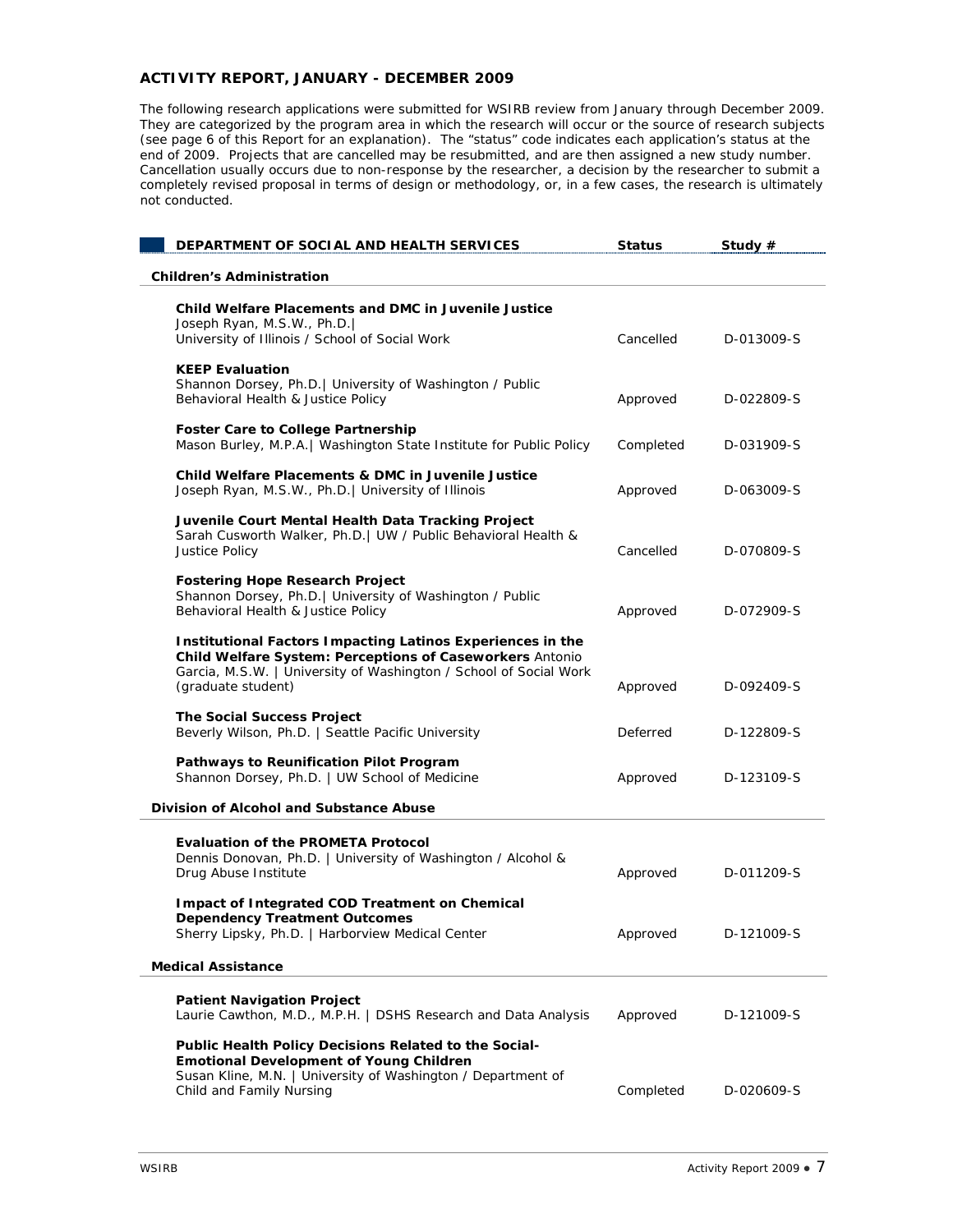## ACTIVITY REPORT, JANUARY - DECEMBER 2009

The following research applications were submitted for WSIRB review from January through December 2009. They are categorized by the program area in which the research will occur or the source of research subjects (see page 6 of this Report for an explanation). The "status" code indicates each application's status at the end of 2009. Projects that are cancelled may be resubmitted, and are then assigned a new study number. Cancellation usually occurs due to non-response by the researcher, a decision by the researcher to submit a completely revised proposal in terms of design or methodology, or, in a few cases, the research is ultimately not conducted.

| DEPARTMENT OF SOCIAL AND HEALTH SERVICES | Status | Study # |
|---|---|---|
| **Children's Administration** | | |
| **Child Welfare Placements and DMC in Juvenile Justice**<br>Joseph Ryan, M.S.W., Ph.D.\|<br>University of Illinois / School of Social Work | Cancelled | D-013009-S |
| **KEEP Evaluation**<br>Shannon Dorsey, Ph.D.\| University of Washington / Public Behavioral Health & Justice Policy | Approved | D-022809-S |
| **Foster Care to College Partnership**<br>Mason Burley, M.P.A.\| Washington State Institute for Public Policy | Completed | D-031909-S |
| **Child Welfare Placements & DMC in Juvenile Justice**<br>Joseph Ryan, M.S.W., Ph.D.\| University of Illinois | Approved | D-063009-S |
| **Juvenile Court Mental Health Data Tracking Project**<br>Sarah Cusworth Walker, Ph.D.\| UW / Public Behavioral Health & Justice Policy | Cancelled | D-070809-S |
| **Fostering Hope Research Project**<br>Shannon Dorsey, Ph.D.\| University of Washington / Public Behavioral Health & Justice Policy | Approved | D-072909-S |
| **Institutional Factors Impacting Latinos Experiences in the Child Welfare System: Perceptions of Caseworkers** Antonio Garcia, M.S.W. \| University of Washington / School of Social Work (graduate student) | Approved | D-092409-S |
| **The Social Success Project**<br>Beverly Wilson, Ph.D. \| Seattle Pacific University | Deferred | D-122809-S |
| **Pathways to Reunification Pilot Program**<br>Shannon Dorsey, Ph.D. \| UW School of Medicine | Approved | D-123109-S |
| **Division of Alcohol and Substance Abuse** | | |
| **Evaluation of the PROMETA Protocol**<br>Dennis Donovan, Ph.D. \| University of Washington / Alcohol & Drug Abuse Institute | Approved | D-011209-S |
| **Impact of Integrated COD Treatment on Chemical Dependency Treatment Outcomes**<br>Sherry Lipsky, Ph.D. \| Harborview Medical Center | Approved | D-121009-S |
| **Medical Assistance** | | |
| **Patient Navigation Project**<br>Laurie Cawthon, M.D., M.P.H. \| DSHS Research and Data Analysis | Approved | D-121009-S |
| **Public Health Policy Decisions Related to the Social-Emotional Development of Young Children**<br>Susan Kline, M.N. \| University of Washington / Department of Child and Family Nursing | Completed | D-020609-S |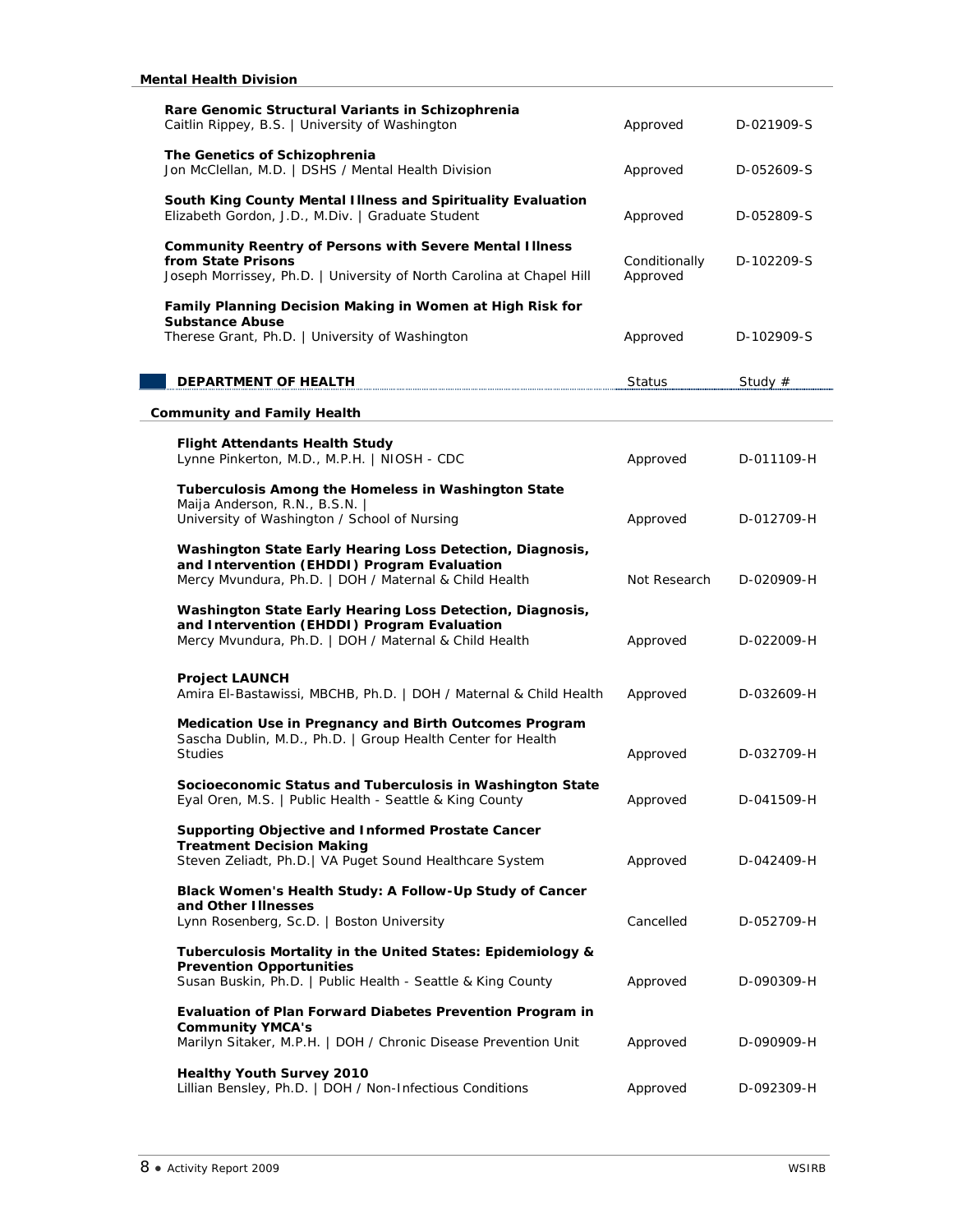**Mental Health Division**

| Study | Status | Study # |
|---|---|---|
| **Rare Genomic Structural Variants in Schizophrenia**<br>Caitlin Rippey, B.S. \| University of Washington | Approved | D-021909-S |
| **The Genetics of Schizophrenia**<br>Jon McClellan, M.D. \| DSHS / Mental Health Division | Approved | D-052609-S |
| **South King County Mental Illness and Spirituality Evaluation**<br>Elizabeth Gordon, J.D., M.Div. \| Graduate Student | Approved | D-052809-S |
| **Community Reentry of Persons with Severe Mental Illness from State Prisons**<br>Joseph Morrissey, Ph.D. \| University of North Carolina at Chapel Hill | Conditionally Approved | D-102209-S |
| **Family Planning Decision Making in Women at High Risk for Substance Abuse**<br>Therese Grant, Ph.D. \| University of Washington | Approved | D-102909-S |

## DEPARTMENT OF HEALTH

**Community and Family Health**

| Study | Status | Study # |
|---|---|---|
| **Flight Attendants Health Study**<br>Lynne Pinkerton, M.D., M.P.H. \| NIOSH - CDC | Approved | D-011109-H |
| **Tuberculosis Among the Homeless in Washington State**<br>Maija Anderson, R.N., B.S.N. \| University of Washington / School of Nursing | Approved | D-012709-H |
| **Washington State Early Hearing Loss Detection, Diagnosis, and Intervention (EHDDI) Program Evaluation**<br>Mercy Mvundura, Ph.D. \| DOH / Maternal & Child Health | Not Research | D-020909-H |
| **Washington State Early Hearing Loss Detection, Diagnosis, and Intervention (EHDDI) Program Evaluation**<br>Mercy Mvundura, Ph.D. \| DOH / Maternal & Child Health | Approved | D-022009-H |
| **Project LAUNCH**<br>Amira El-Bastawissi, MBCHB, Ph.D. \| DOH / Maternal & Child Health | Approved | D-032609-H |
| **Medication Use in Pregnancy and Birth Outcomes Program**<br>Sascha Dublin, M.D., Ph.D. \| Group Health Center for Health Studies | Approved | D-032709-H |
| **Socioeconomic Status and Tuberculosis in Washington State**<br>Eyal Oren, M.S. \| Public Health - Seattle & King County | Approved | D-041509-H |
| **Supporting Objective and Informed Prostate Cancer Treatment Decision Making**<br>Steven Zeliadt, Ph.D.\| VA Puget Sound Healthcare System | Approved | D-042409-H |
| **Black Women's Health Study: A Follow-Up Study of Cancer and Other Illnesses**<br>Lynn Rosenberg, Sc.D. \| Boston University | Cancelled | D-052709-H |
| **Tuberculosis Mortality in the United States: Epidemiology & Prevention Opportunities**<br>Susan Buskin, Ph.D. \| Public Health - Seattle & King County | Approved | D-090309-H |
| **Evaluation of Plan Forward Diabetes Prevention Program in Community YMCA's**<br>Marilyn Sitaker, M.P.H. \| DOH / Chronic Disease Prevention Unit | Approved | D-090909-H |
| **Healthy Youth Survey 2010**<br>Lillian Bensley, Ph.D. \| DOH / Non-Infectious Conditions | Approved | D-092309-H |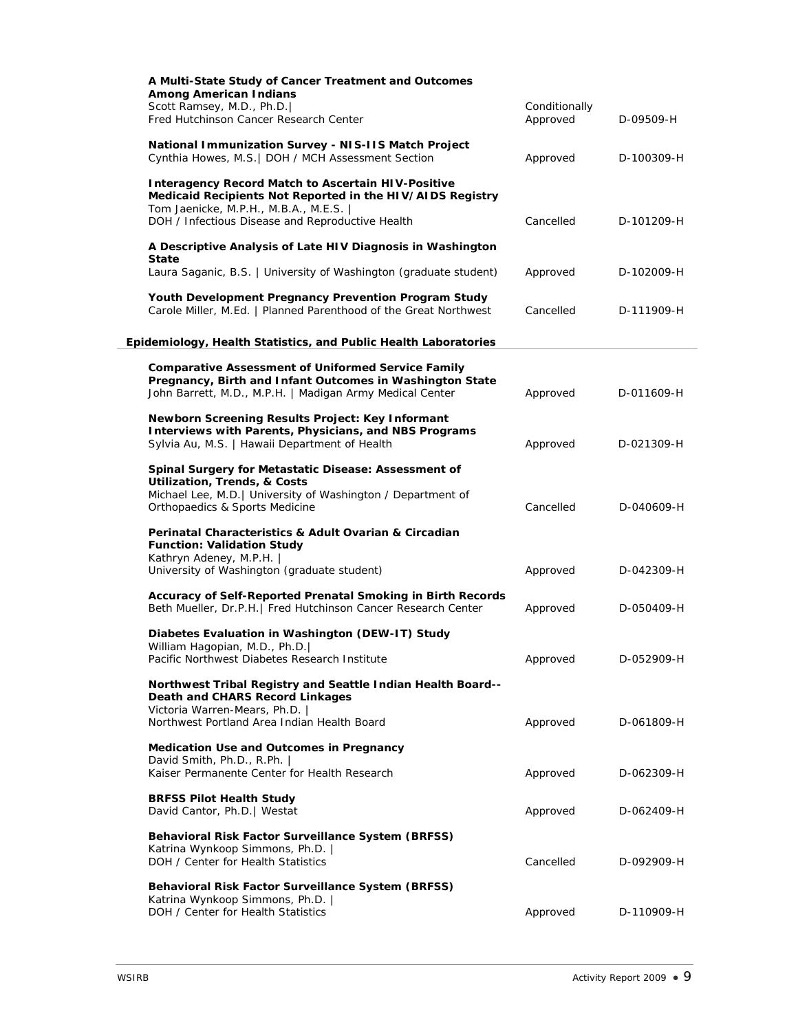| | | |
|---|---|---|
| **A Multi-State Study of Cancer Treatment and Outcomes Among American Indians**<br>Scott Ramsey, M.D., Ph.D.\|<br>Fred Hutchinson Cancer Research Center | Conditionally Approved | D-09509-H |
| **National Immunization Survey - NIS-IIS Match Project**<br>Cynthia Howes, M.S.\| DOH / MCH Assessment Section | Approved | D-100309-H |
| **Interagency Record Match to Ascertain HIV-Positive Medicaid Recipients Not Reported in the HIV/AIDS Registry**<br>Tom Jaenicke, M.P.H., M.B.A., M.E.S. \|<br>DOH / Infectious Disease and Reproductive Health | Cancelled | D-101209-H |
| **A Descriptive Analysis of Late HIV Diagnosis in Washington State**<br>Laura Saganic, B.S. \| University of Washington (graduate student) | Approved | D-102009-H |
| **Youth Development Pregnancy Prevention Program Study**<br>Carole Miller, M.Ed. \| Planned Parenthood of the Great Northwest | Cancelled | D-111909-H |

**Epidemiology, Health Statistics, and Public Health Laboratories**

| | | |
|---|---|---|
| **Comparative Assessment of Uniformed Service Family Pregnancy, Birth and Infant Outcomes in Washington State**<br>John Barrett, M.D., M.P.H. \| Madigan Army Medical Center | Approved | D-011609-H |
| **Newborn Screening Results Project: Key Informant Interviews with Parents, Physicians, and NBS Programs**<br>Sylvia Au, M.S. \| Hawaii Department of Health | Approved | D-021309-H |
| **Spinal Surgery for Metastatic Disease: Assessment of Utilization, Trends, & Costs**<br>Michael Lee, M.D.\| University of Washington / Department of Orthopaedics & Sports Medicine | Cancelled | D-040609-H |
| **Perinatal Characteristics & Adult Ovarian & Circadian Function: Validation Study**<br>Kathryn Adeney, M.P.H. \|<br>University of Washington (graduate student) | Approved | D-042309-H |
| **Accuracy of Self-Reported Prenatal Smoking in Birth Records**<br>Beth Mueller, Dr.P.H.\| Fred Hutchinson Cancer Research Center | Approved | D-050409-H |
| **Diabetes Evaluation in Washington (DEW-IT) Study**<br>William Hagopian, M.D., Ph.D.\|<br>Pacific Northwest Diabetes Research Institute | Approved | D-052909-H |
| **Northwest Tribal Registry and Seattle Indian Health Board--Death and CHARS Record Linkages**<br>Victoria Warren-Mears, Ph.D. \|<br>Northwest Portland Area Indian Health Board | Approved | D-061809-H |
| **Medication Use and Outcomes in Pregnancy**<br>David Smith, Ph.D., R.Ph. \|<br>Kaiser Permanente Center for Health Research | Approved | D-062309-H |
| **BRFSS Pilot Health Study**<br>David Cantor, Ph.D.\| Westat | Approved | D-062409-H |
| **Behavioral Risk Factor Surveillance System (BRFSS)**<br>Katrina Wynkoop Simmons, Ph.D. \|<br>DOH / Center for Health Statistics | Cancelled | D-092909-H |
| **Behavioral Risk Factor Surveillance System (BRFSS)**<br>Katrina Wynkoop Simmons, Ph.D. \|<br>DOH / Center for Health Statistics | Approved | D-110909-H |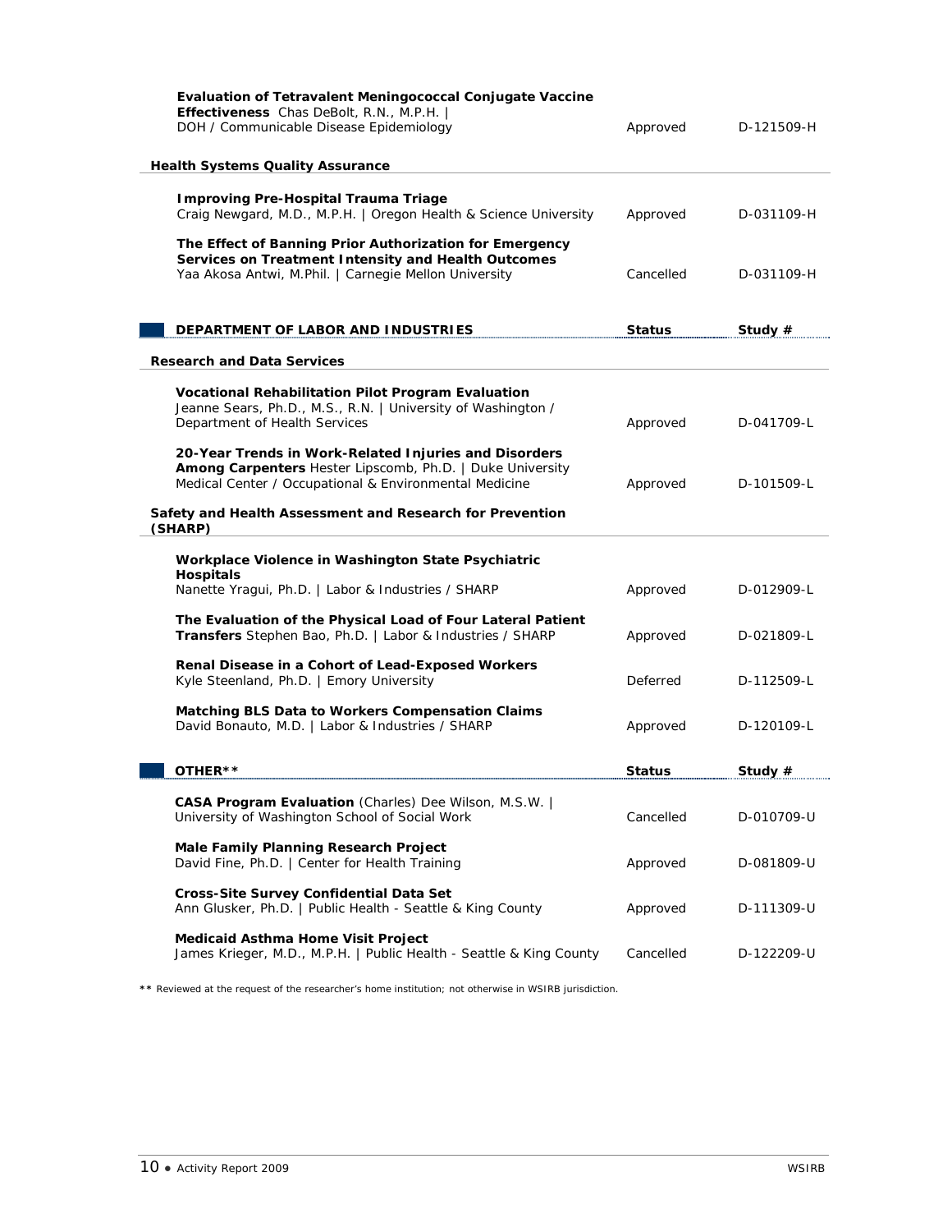| | Status | Study # |
|---|---|---|
| **Evaluation of Tetravalent Meningococcal Conjugate Vaccine Effectiveness** Chas DeBolt, R.N., M.P.H. \| DOH / Communicable Disease Epidemiology | Approved | D-121509-H |

**Health Systems Quality Assurance**

| | Status | Study # |
|---|---|---|
| **Improving Pre-Hospital Trauma Triage** Craig Newgard, M.D., M.P.H. \| Oregon Health & Science University | Approved | D-031109-H |
| **The Effect of Banning Prior Authorization for Emergency Services on Treatment Intensity and Health Outcomes** Yaa Akosa Antwi, M.Phil. \| Carnegie Mellon University | Cancelled | D-031109-H |

## DEPARTMENT OF LABOR AND INDUSTRIES

**Research and Data Services**

| | Status | Study # |
|---|---|---|
| **Vocational Rehabilitation Pilot Program Evaluation** Jeanne Sears, Ph.D., M.S., R.N. \| University of Washington / Department of Health Services | Approved | D-041709-L |
| **20-Year Trends in Work-Related Injuries and Disorders Among Carpenters** Hester Lipscomb, Ph.D. \| Duke University Medical Center / Occupational & Environmental Medicine | Approved | D-101509-L |

**Safety and Health Assessment and Research for Prevention (SHARP)**

| | Status | Study # |
|---|---|---|
| **Workplace Violence in Washington State Psychiatric Hospitals** Nanette Yragui, Ph.D. \| Labor & Industries / SHARP | Approved | D-012909-L |
| **The Evaluation of the Physical Load of Four Lateral Patient Transfers** Stephen Bao, Ph.D. \| Labor & Industries / SHARP | Approved | D-021809-L |
| **Renal Disease in a Cohort of Lead-Exposed Workers** Kyle Steenland, Ph.D. \| Emory University | Deferred | D-112509-L |
| **Matching BLS Data to Workers Compensation Claims** David Bonauto, M.D. \| Labor & Industries / SHARP | Approved | D-120109-L |

## OTHER**

| | Status | Study # |
|---|---|---|
| **CASA Program Evaluation** (Charles) Dee Wilson, M.S.W. \| University of Washington School of Social Work | Cancelled | D-010709-U |
| **Male Family Planning Research Project** David Fine, Ph.D. \| Center for Health Training | Approved | D-081809-U |
| **Cross-Site Survey Confidential Data Set** Ann Glusker, Ph.D. \| Public Health - Seattle & King County | Approved | D-111309-U |
| **Medicaid Asthma Home Visit Project** James Krieger, M.D., M.P.H. \| Public Health - Seattle & King County | Cancelled | D-122209-U |

** Reviewed at the request of the researcher's home institution; not otherwise in WSIRB jurisdiction.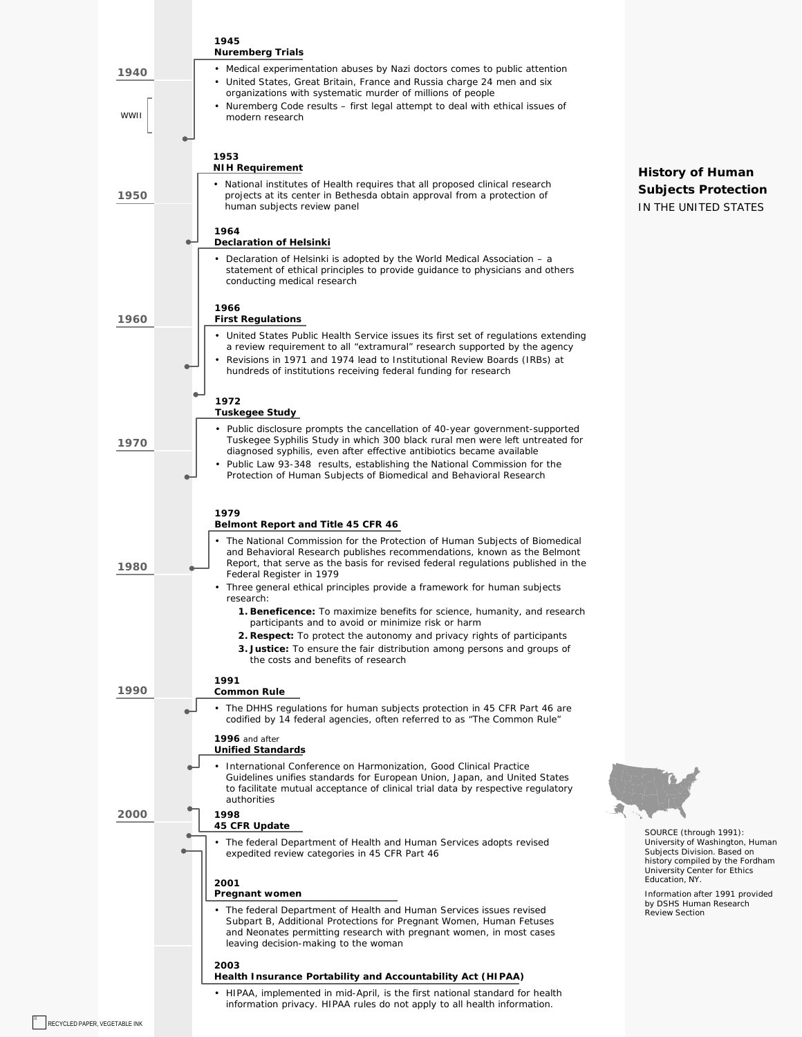# History of Human Subjects Protection

IN THE UNITED STATES

**1945**
**Nuremberg Trials**

- Medical experimentation abuses by Nazi doctors comes to public attention
- United States, Great Britain, France and Russia charge 24 men and six organizations with systematic murder of millions of people
- Nuremberg Code results – first legal attempt to deal with ethical issues of modern research

**1953**
**NIH Requirement**

- National institutes of Health requires that all proposed clinical research projects at its center in Bethesda obtain approval from a protection of human subjects review panel

**1964**
**Declaration of Helsinki**

- Declaration of Helsinki is adopted by the World Medical Association – a statement of ethical principles to provide guidance to physicians and others conducting medical research

**1966**
**First Regulations**

- United States Public Health Service issues its first set of regulations extending a review requirement to all "extramural" research supported by the agency
- Revisions in 1971 and 1974 lead to Institutional Review Boards (IRBs) at hundreds of institutions receiving federal funding for research

**1972**
**Tuskegee Study**

- Public disclosure prompts the cancellation of 40-year government-supported Tuskegee Syphilis Study in which 300 black rural men were left untreated for diagnosed syphilis, even after effective antibiotics became available
- Public Law 93-348 results, establishing the National Commission for the Protection of Human Subjects of Biomedical and Behavioral Research

**1979**
**Belmont Report and Title 45 CFR 46**

- The National Commission for the Protection of Human Subjects of Biomedical and Behavioral Research publishes recommendations, known as the Belmont Report, that serve as the basis for revised federal regulations published in the Federal Register in 1979
- Three general ethical principles provide a framework for human subjects research:
  1. **Beneficence:** To maximize benefits for science, humanity, and research participants and to avoid or minimize risk or harm
  2. **Respect:** To protect the autonomy and privacy rights of participants
  3. **Justice:** To ensure the fair distribution among persons and groups of the costs and benefits of research

**1991**
**Common Rule**

- The DHHS regulations for human subjects protection in 45 CFR Part 46 are codified by 14 federal agencies, often referred to as "The Common Rule"

**1996** and after
**Unified Standards**

- International Conference on Harmonization, Good Clinical Practice Guidelines unifies standards for European Union, Japan, and United States to facilitate mutual acceptance of clinical trial data by respective regulatory authorities

**1998**
**45 CFR Update**

- The federal Department of Health and Human Services adopts revised expedited review categories in 45 CFR Part 46

**2001**
**Pregnant women**

- The federal Department of Health and Human Services issues revised Subpart B, Additional Protections for Pregnant Women, Human Fetuses and Neonates permitting research with pregnant women, in most cases leaving decision-making to the woman

**2003**
**Health Insurance Portability and Accountability Act (HIPAA)**

- HIPAA, implemented in mid-April, is the first national standard for health information privacy. HIPAA rules do not apply to all health information.

SOURCE (through 1991): University of Washington, Human Subjects Division. Based on history compiled by the Fordham University Center for Ethics Education, NY.

Information after 1991 provided by DSHS Human Research Review Section

RECYCLED PAPER, VEGETABLE INK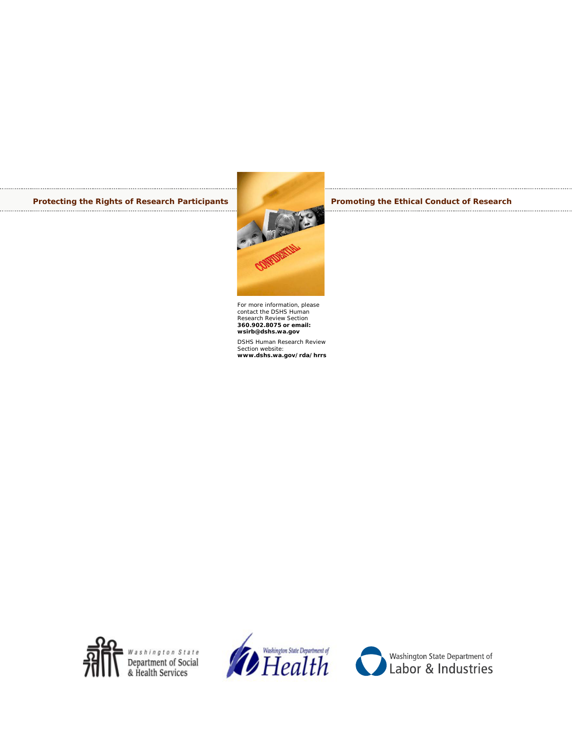**Protecting the Rights of Research Participants**

**Promoting the Ethical Conduct of Research**

For more information, please contact the DSHS Human Research Review Section
**360.902.8075 or email: wsirb@dshs.wa.gov**

DSHS Human Research Review Section website:
**www.dshs.wa.gov/rda/hrrs**

Washington State Department of Social & Health Services

Washington State Department of Health

Washington State Department of Labor & Industries